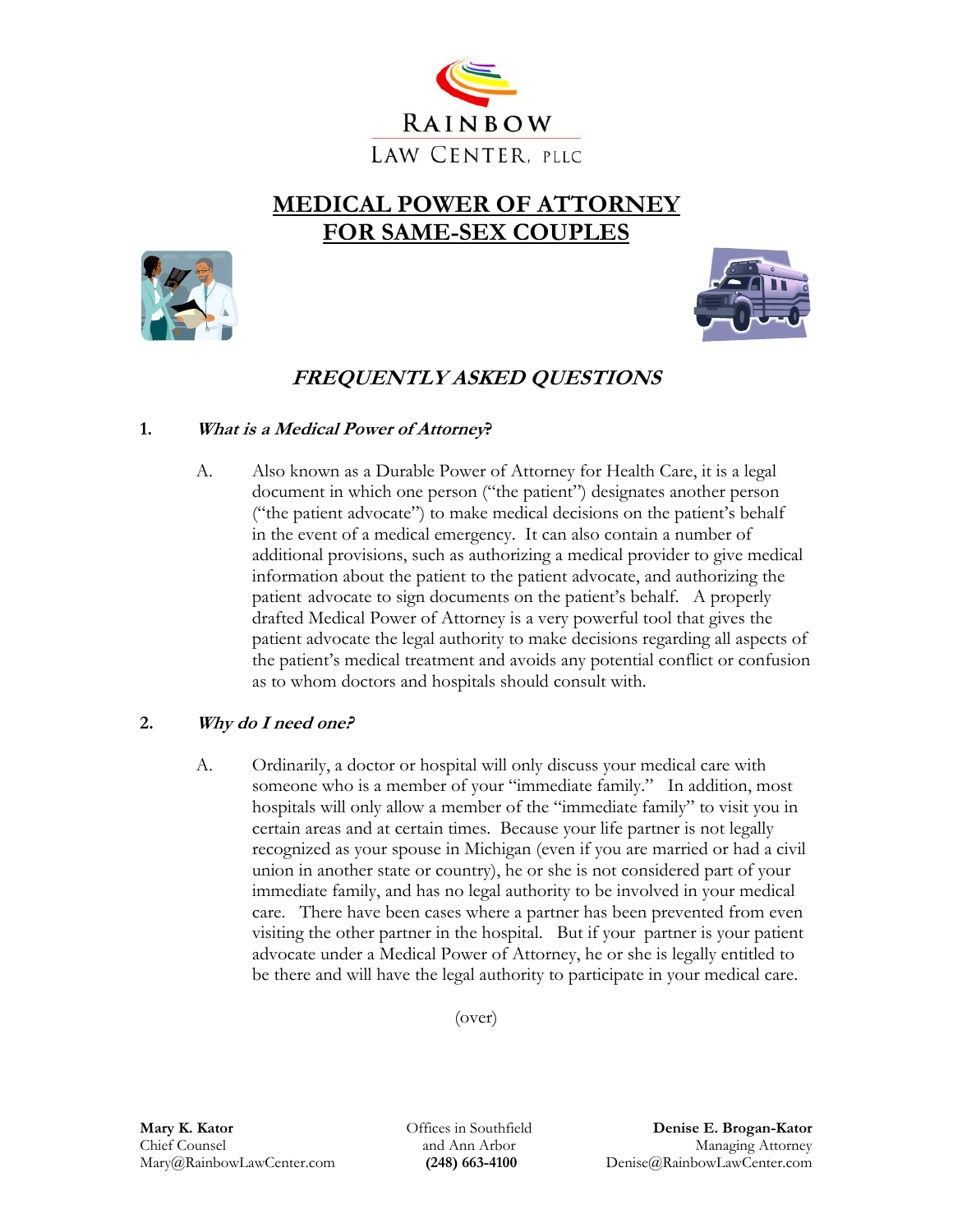RAINBOW
LAW CENTER, PLLC

# MEDICAL POWER OF ATTORNEY FOR SAME-SEX COUPLES

## *FREQUENTLY ASKED QUESTIONS*

**1.** ***What is a Medical Power of Attorney?***

A. Also known as a Durable Power of Attorney for Health Care, it is a legal document in which one person ("the patient") designates another person ("the patient advocate") to make medical decisions on the patient's behalf in the event of a medical emergency. It can also contain a number of additional provisions, such as authorizing a medical provider to give medical information about the patient to the patient advocate, and authorizing the patient advocate to sign documents on the patient's behalf. A properly drafted Medical Power of Attorney is a very powerful tool that gives the patient advocate the legal authority to make decisions regarding all aspects of the patient's medical treatment and avoids any potential conflict or confusion as to whom doctors and hospitals should consult with.

**2.** ***Why do I need one?***

A. Ordinarily, a doctor or hospital will only discuss your medical care with someone who is a member of your "immediate family." In addition, most hospitals will only allow a member of the "immediate family" to visit you in certain areas and at certain times. Because your life partner is not legally recognized as your spouse in Michigan (even if you are married or had a civil union in another state or country), he or she is not considered part of your immediate family, and has no legal authority to be involved in your medical care. There have been cases where a partner has been prevented from even visiting the other partner in the hospital. But if your partner is your patient advocate under a Medical Power of Attorney, he or she is legally entitled to be there and will have the legal authority to participate in your medical care.

(over)

**Mary K. Kator**
Chief Counsel
Mary@RainbowLawCenter.com

Offices in Southfield
and Ann Arbor
**(248) 663-4100**

**Denise E. Brogan-Kator**
Managing Attorney
Denise@RainbowLawCenter.com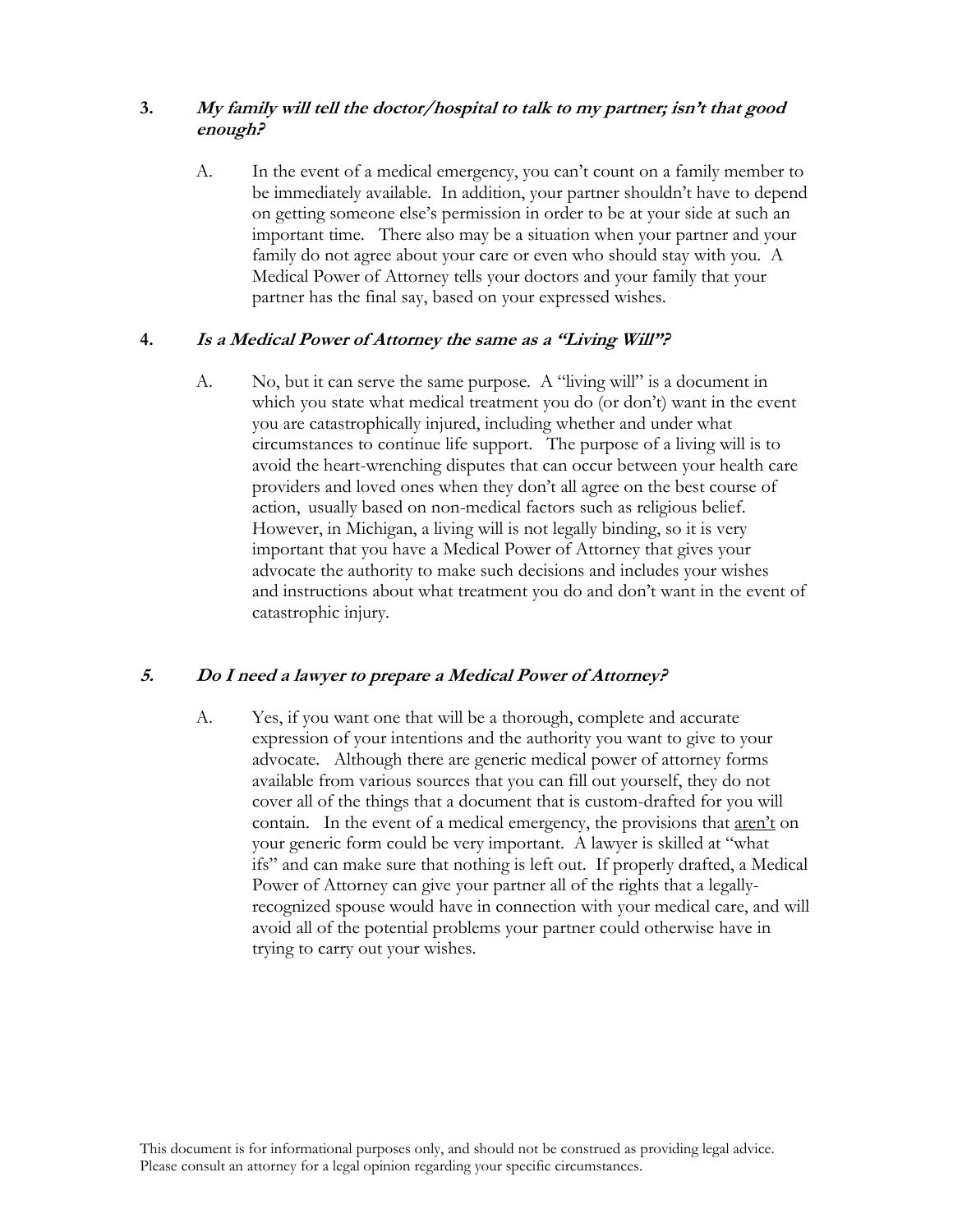**3.** ***My family will tell the doctor/hospital to talk to my partner; isn't that good enough?***

A. In the event of a medical emergency, you can't count on a family member to be immediately available. In addition, your partner shouldn't have to depend on getting someone else's permission in order to be at your side at such an important time. There also may be a situation when your partner and your family do not agree about your care or even who should stay with you. A Medical Power of Attorney tells your doctors and your family that your partner has the final say, based on your expressed wishes.

**4.** ***Is a Medical Power of Attorney the same as a "Living Will"?***

A. No, but it can serve the same purpose. A "living will" is a document in which you state what medical treatment you do (or don't) want in the event you are catastrophically injured, including whether and under what circumstances to continue life support. The purpose of a living will is to avoid the heart-wrenching disputes that can occur between your health care providers and loved ones when they don't all agree on the best course of action, usually based on non-medical factors such as religious belief. However, in Michigan, a living will is not legally binding, so it is very important that you have a Medical Power of Attorney that gives your advocate the authority to make such decisions and includes your wishes and instructions about what treatment you do and don't want in the event of catastrophic injury.

***5. Do I need a lawyer to prepare a Medical Power of Attorney?***

A. Yes, if you want one that will be a thorough, complete and accurate expression of your intentions and the authority you want to give to your advocate. Although there are generic medical power of attorney forms available from various sources that you can fill out yourself, they do not cover all of the things that a document that is custom-drafted for you will contain. In the event of a medical emergency, the provisions that <u>aren't</u> on your generic form could be very important. A lawyer is skilled at "what ifs" and can make sure that nothing is left out. If properly drafted, a Medical Power of Attorney can give your partner all of the rights that a legally-recognized spouse would have in connection with your medical care, and will avoid all of the potential problems your partner could otherwise have in trying to carry out your wishes.

This document is for informational purposes only, and should not be construed as providing legal advice. Please consult an attorney for a legal opinion regarding your specific circumstances.